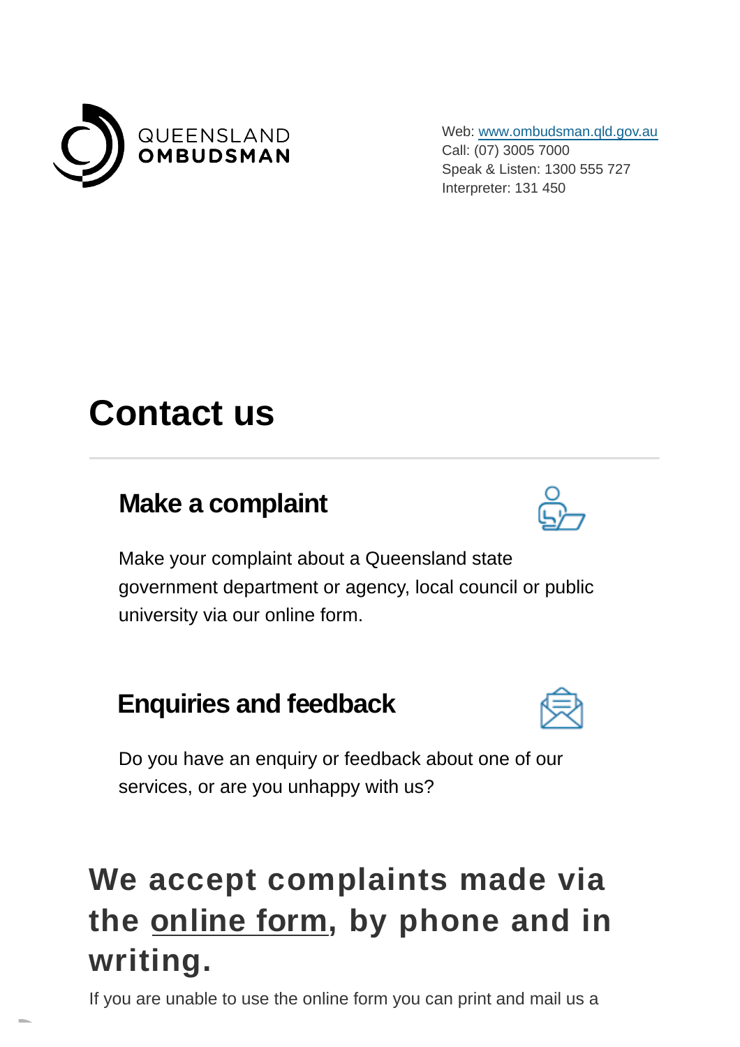QUEENSLAND
**OMBUDSMAN**

Web: www.ombudsman.qld.gov.au
Call: (07) 3005 7000
Speak & Listen: 1300 555 727
Interpreter: 131 450

# Contact us

---

### Make a complaint

Make your complaint about a Queensland state government department or agency, local council or public university via our online form.

### Enquiries and feedback

Do you have an enquiry or feedback about one of our services, or are you unhappy with us?

## We accept complaints made via the online form, by phone and in writing.

If you are unable to use the online form you can print and mail us a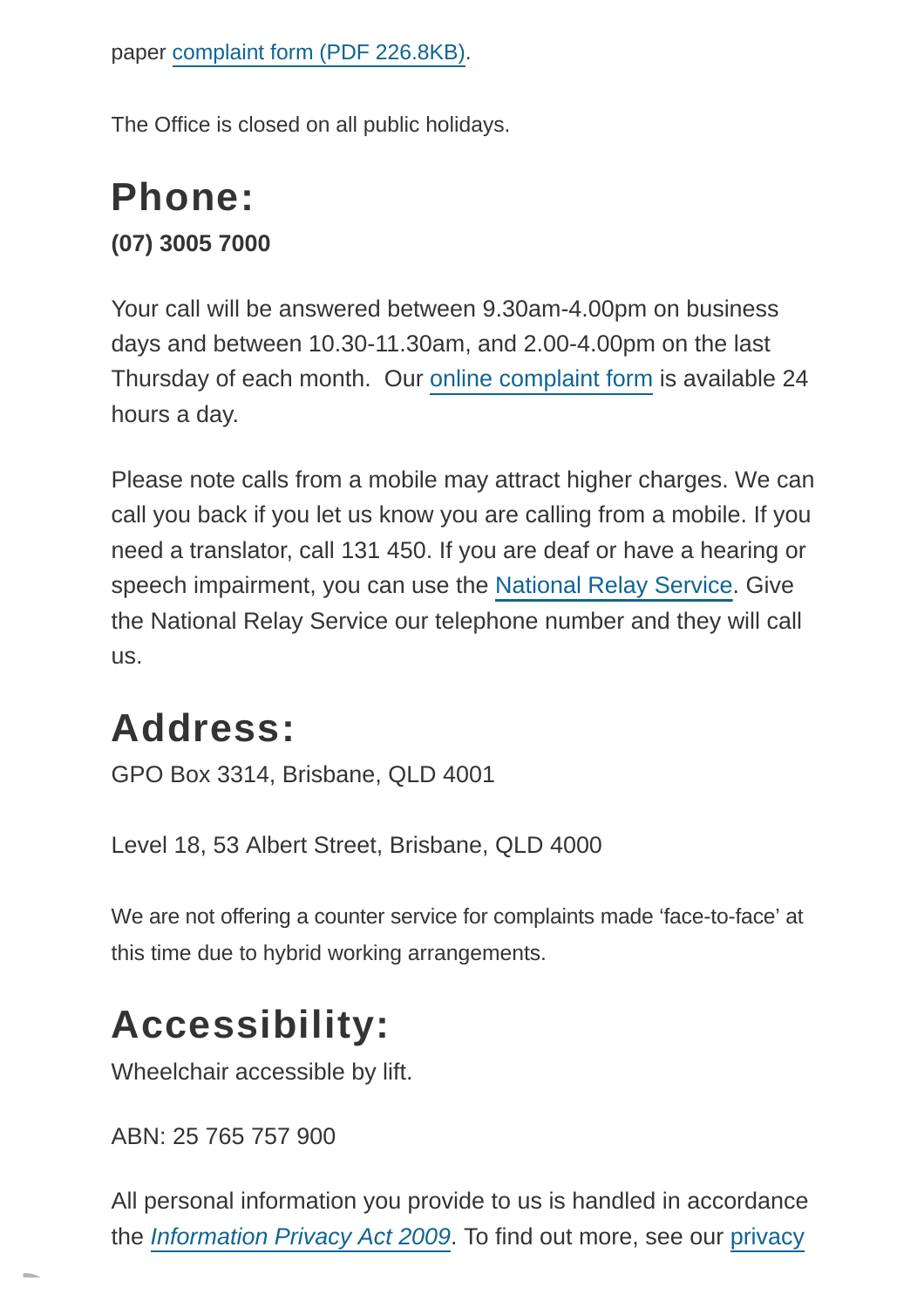paper complaint form (PDF 226.8KB).

The Office is closed on all public holidays.

## Phone:

**(07) 3005 7000**

Your call will be answered between 9.30am-4.00pm on business days and between 10.30-11.30am, and 2.00-4.00pm on the last Thursday of each month. Our online complaint form is available 24 hours a day.

Please note calls from a mobile may attract higher charges. We can call you back if you let us know you are calling from a mobile. If you need a translator, call 131 450. If you are deaf or have a hearing or speech impairment, you can use the National Relay Service. Give the National Relay Service our telephone number and they will call us.

## Address:

GPO Box 3314, Brisbane, QLD 4001

Level 18, 53 Albert Street, Brisbane, QLD 4000

We are not offering a counter service for complaints made 'face-to-face' at this time due to hybrid working arrangements.

## Accessibility:

Wheelchair accessible by lift.

ABN: 25 765 757 900

All personal information you provide to us is handled in accordance the *Information Privacy Act 2009*. To find out more, see our privacy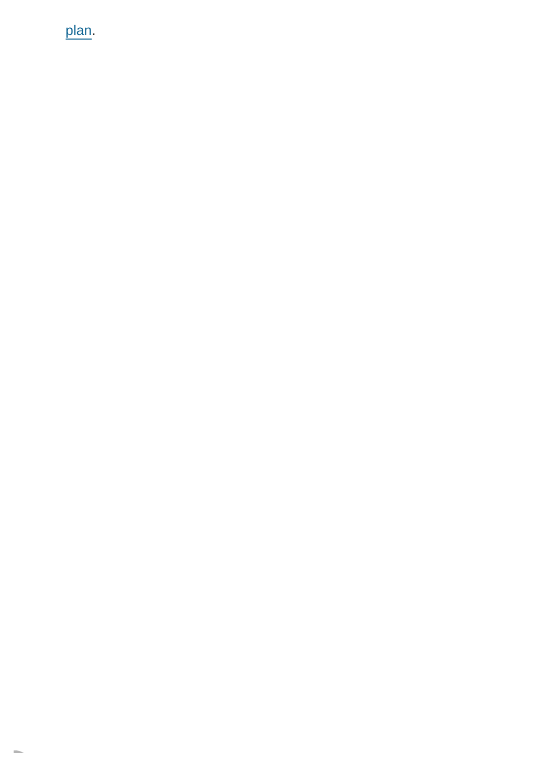plan.